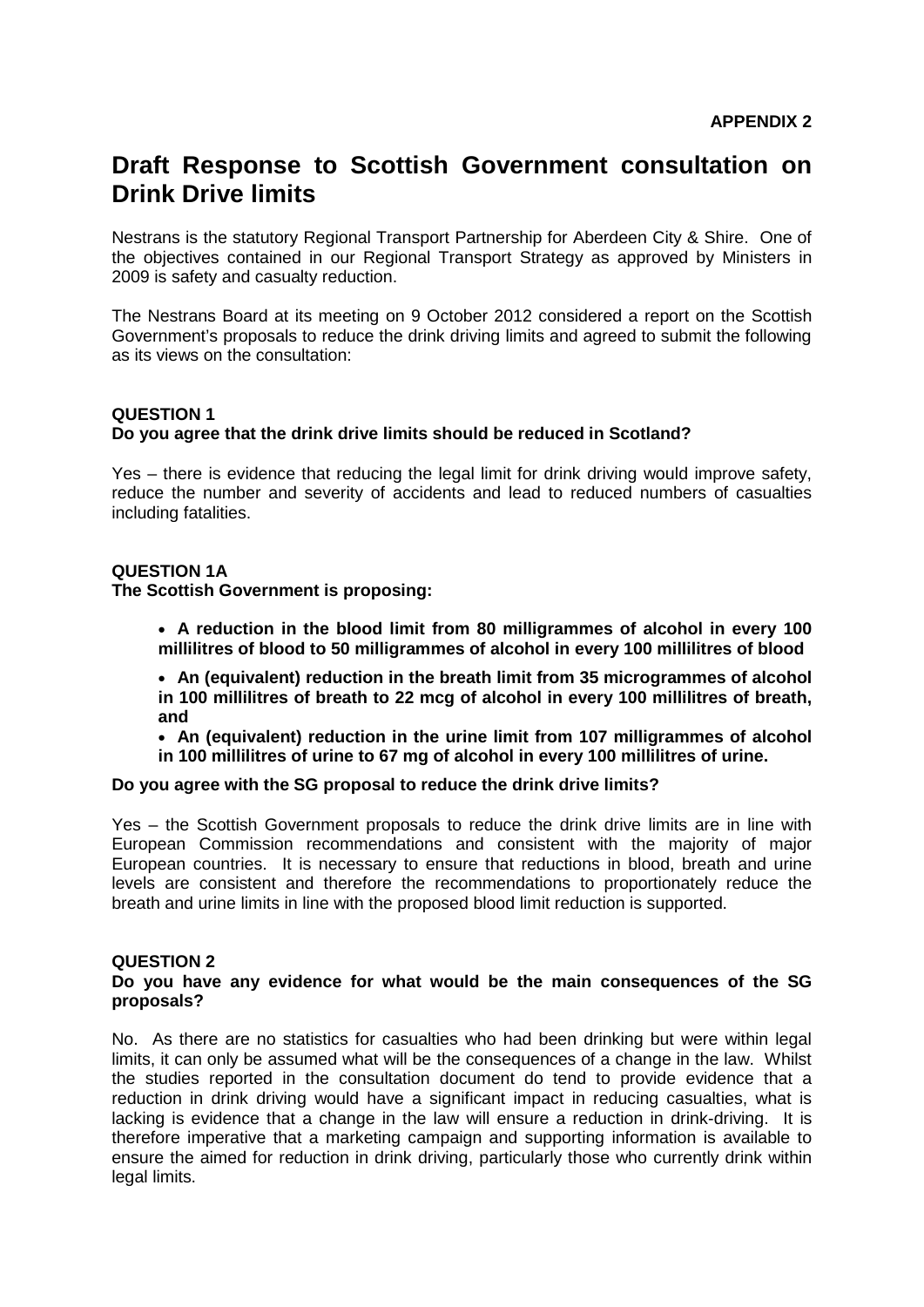**APPENDIX 2**

# Draft Response to Scottish Government consultation on Drink Drive limits

Nestrans is the statutory Regional Transport Partnership for Aberdeen City & Shire. One of the objectives contained in our Regional Transport Strategy as approved by Ministers in 2009 is safety and casualty reduction.

The Nestrans Board at its meeting on 9 October 2012 considered a report on the Scottish Government's proposals to reduce the drink driving limits and agreed to submit the following as its views on the consultation:

**QUESTION 1**
**Do you agree that the drink drive limits should be reduced in Scotland?**

Yes – there is evidence that reducing the legal limit for drink driving would improve safety, reduce the number and severity of accidents and lead to reduced numbers of casualties including fatalities.

**QUESTION 1A**
**The Scottish Government is proposing:**

- **A reduction in the blood limit from 80 milligrammes of alcohol in every 100 millilitres of blood to 50 milligrammes of alcohol in every 100 millilitres of blood**
- **An (equivalent) reduction in the breath limit from 35 microgrammes of alcohol in 100 millilitres of breath to 22 mcg of alcohol in every 100 millilitres of breath, and**
- **An (equivalent) reduction in the urine limit from 107 milligrammes of alcohol in 100 millilitres of urine to 67 mg of alcohol in every 100 millilitres of urine.**

**Do you agree with the SG proposal to reduce the drink drive limits?**

Yes – the Scottish Government proposals to reduce the drink drive limits are in line with European Commission recommendations and consistent with the majority of major European countries. It is necessary to ensure that reductions in blood, breath and urine levels are consistent and therefore the recommendations to proportionately reduce the breath and urine limits in line with the proposed blood limit reduction is supported.

**QUESTION 2**
**Do you have any evidence for what would be the main consequences of the SG proposals?**

No. As there are no statistics for casualties who had been drinking but were within legal limits, it can only be assumed what will be the consequences of a change in the law. Whilst the studies reported in the consultation document do tend to provide evidence that a reduction in drink driving would have a significant impact in reducing casualties, what is lacking is evidence that a change in the law will ensure a reduction in drink-driving. It is therefore imperative that a marketing campaign and supporting information is available to ensure the aimed for reduction in drink driving, particularly those who currently drink within legal limits.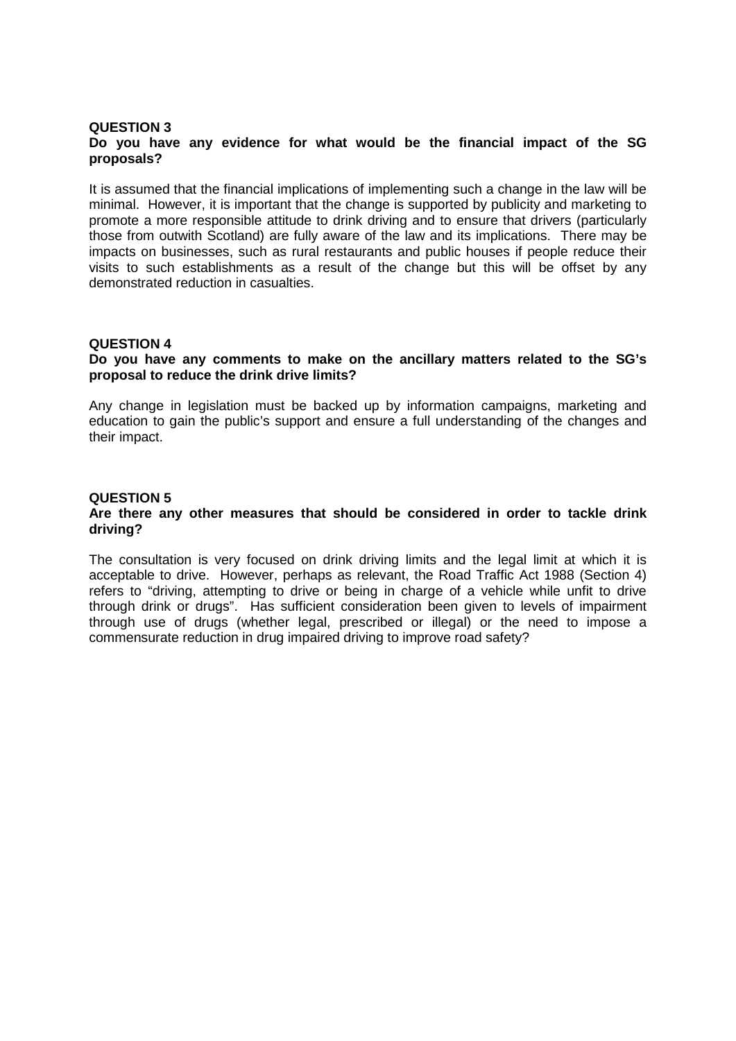**QUESTION 3**

**Do you have any evidence for what would be the financial impact of the SG proposals?**

It is assumed that the financial implications of implementing such a change in the law will be minimal. However, it is important that the change is supported by publicity and marketing to promote a more responsible attitude to drink driving and to ensure that drivers (particularly those from outwith Scotland) are fully aware of the law and its implications. There may be impacts on businesses, such as rural restaurants and public houses if people reduce their visits to such establishments as a result of the change but this will be offset by any demonstrated reduction in casualties.

**QUESTION 4**

**Do you have any comments to make on the ancillary matters related to the SG's proposal to reduce the drink drive limits?**

Any change in legislation must be backed up by information campaigns, marketing and education to gain the public's support and ensure a full understanding of the changes and their impact.

**QUESTION 5**

**Are there any other measures that should be considered in order to tackle drink driving?**

The consultation is very focused on drink driving limits and the legal limit at which it is acceptable to drive. However, perhaps as relevant, the Road Traffic Act 1988 (Section 4) refers to "driving, attempting to drive or being in charge of a vehicle while unfit to drive through drink or drugs". Has sufficient consideration been given to levels of impairment through use of drugs (whether legal, prescribed or illegal) or the need to impose a commensurate reduction in drug impaired driving to improve road safety?